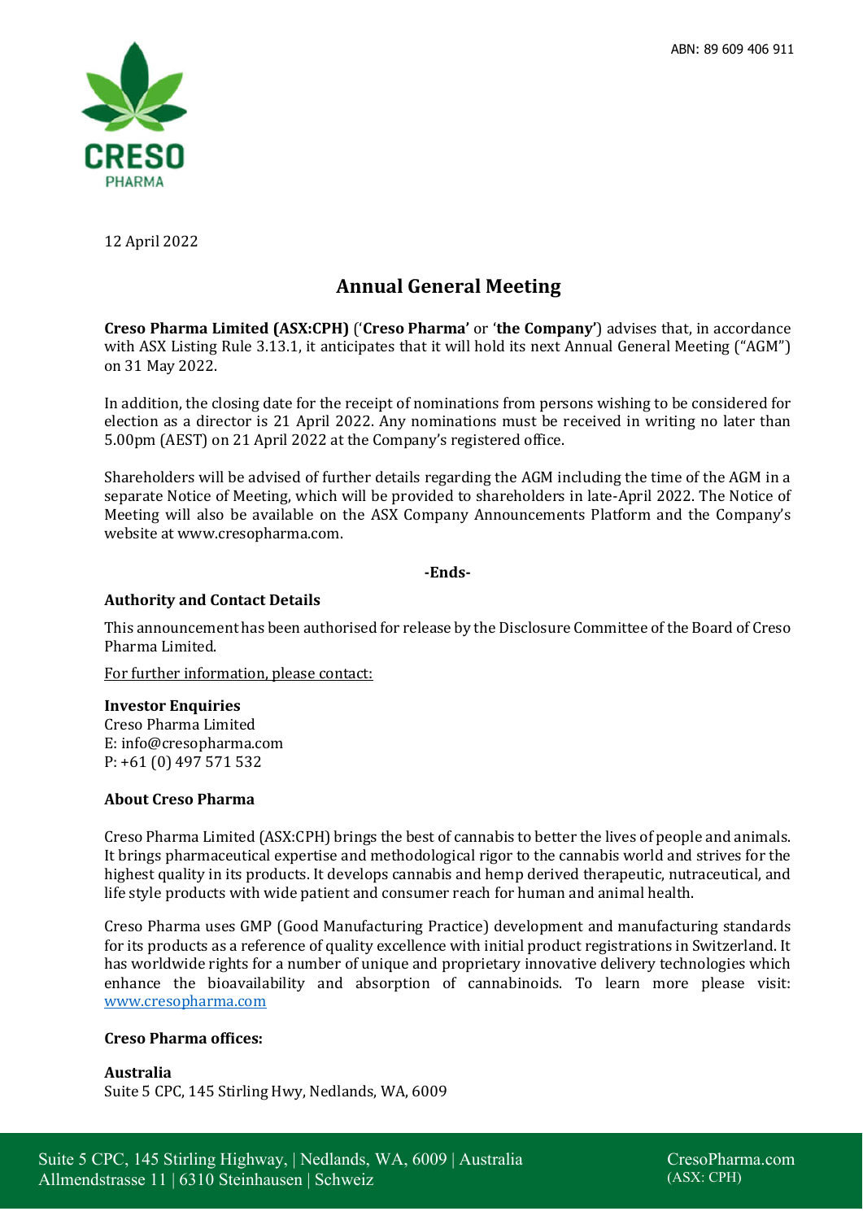ABN: 89 609 406 911

12 April 2022

# Annual General Meeting

**Creso Pharma Limited (ASX:CPH)** ('**Creso Pharma'** or '**the Company'**) advises that, in accordance with ASX Listing Rule 3.13.1, it anticipates that it will hold its next Annual General Meeting ("AGM") on 31 May 2022.

In addition, the closing date for the receipt of nominations from persons wishing to be considered for election as a director is 21 April 2022. Any nominations must be received in writing no later than 5.00pm (AEST) on 21 April 2022 at the Company's registered office.

Shareholders will be advised of further details regarding the AGM including the time of the AGM in a separate Notice of Meeting, which will be provided to shareholders in late-April 2022. The Notice of Meeting will also be available on the ASX Company Announcements Platform and the Company's website at www.cresopharma.com.

**-Ends-**

**Authority and Contact Details**

This announcement has been authorised for release by the Disclosure Committee of the Board of Creso Pharma Limited.

For further information, please contact:

**Investor Enquiries**
Creso Pharma Limited
E: info@cresopharma.com
P: +61 (0) 497 571 532

**About Creso Pharma**

Creso Pharma Limited (ASX:CPH) brings the best of cannabis to better the lives of people and animals. It brings pharmaceutical expertise and methodological rigor to the cannabis world and strives for the highest quality in its products. It develops cannabis and hemp derived therapeutic, nutraceutical, and life style products with wide patient and consumer reach for human and animal health.

Creso Pharma uses GMP (Good Manufacturing Practice) development and manufacturing standards for its products as a reference of quality excellence with initial product registrations in Switzerland. It has worldwide rights for a number of unique and proprietary innovative delivery technologies which enhance the bioavailability and absorption of cannabinoids. To learn more please visit: www.cresopharma.com

**Creso Pharma offices:**

**Australia**
Suite 5 CPC, 145 Stirling Hwy, Nedlands, WA, 6009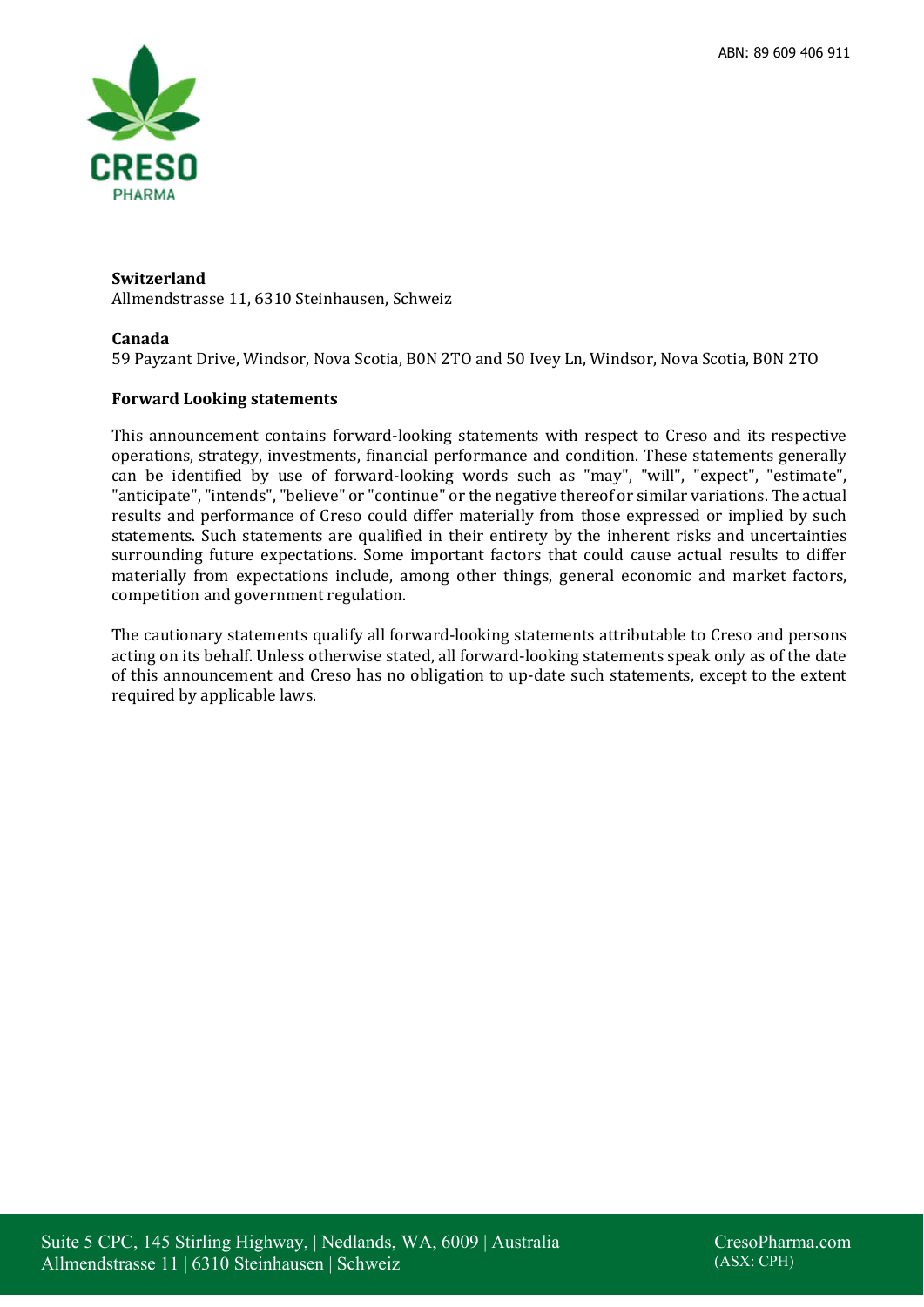**Switzerland**
Allmendstrasse 11, 6310 Steinhausen, Schweiz

**Canada**
59 Payzant Drive, Windsor, Nova Scotia, B0N 2TO and 50 Ivey Ln, Windsor, Nova Scotia, B0N 2TO

**Forward Looking statements**

This announcement contains forward-looking statements with respect to Creso and its respective operations, strategy, investments, financial performance and condition. These statements generally can be identified by use of forward-looking words such as "may", "will", "expect", "estimate", "anticipate", "intends", "believe" or "continue" or the negative thereof or similar variations. The actual results and performance of Creso could differ materially from those expressed or implied by such statements. Such statements are qualified in their entirety by the inherent risks and uncertainties surrounding future expectations. Some important factors that could cause actual results to differ materially from expectations include, among other things, general economic and market factors, competition and government regulation.

The cautionary statements qualify all forward-looking statements attributable to Creso and persons acting on its behalf. Unless otherwise stated, all forward-looking statements speak only as of the date of this announcement and Creso has no obligation to up-date such statements, except to the extent required by applicable laws.